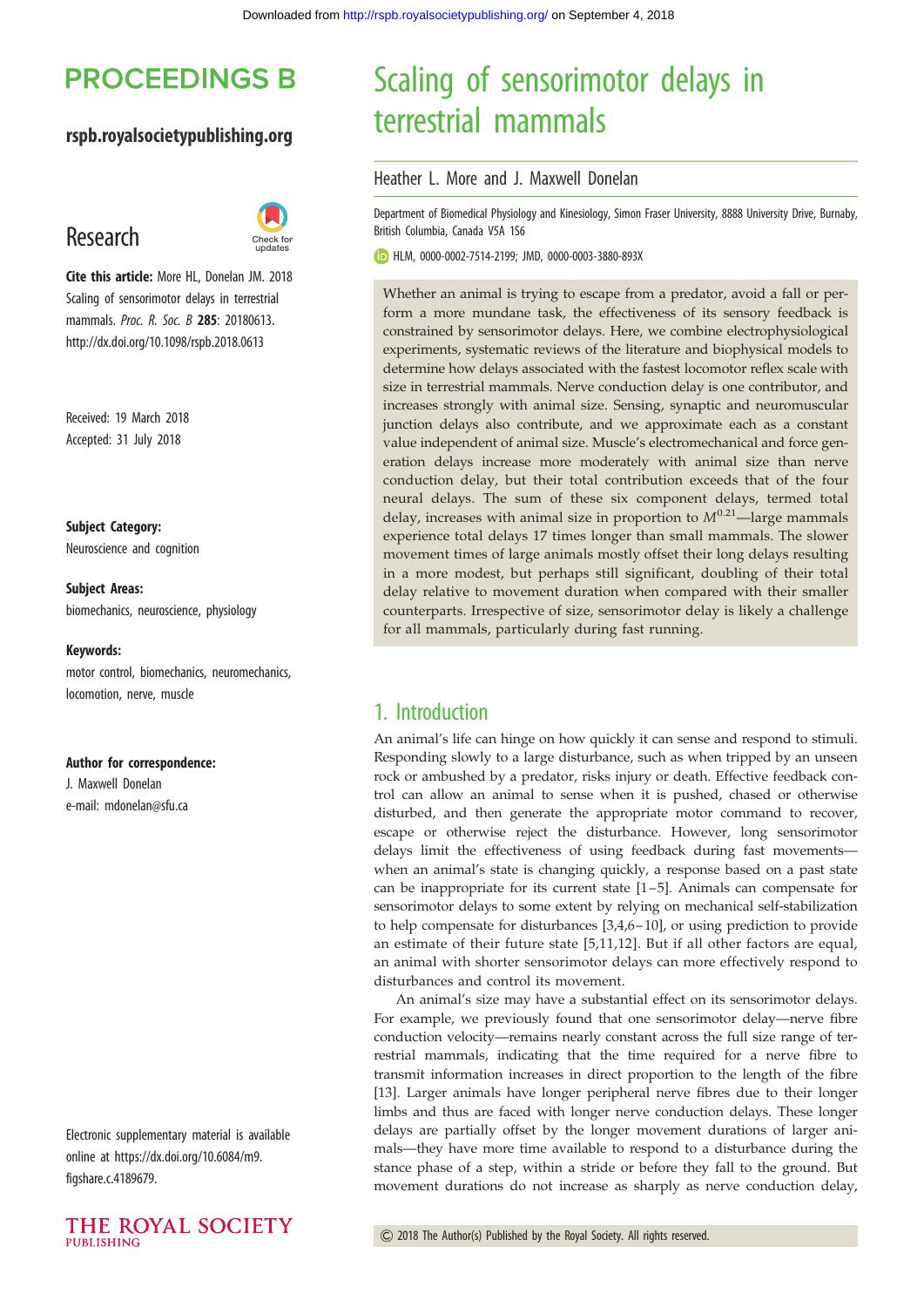# Scaling of sensorimotor delays in terrestrial mammals

Heather L. More and J. Maxwell Donelan

Department of Biomedical Physiology and Kinesiology, Simon Fraser University, 8888 University Drive, Burnaby, British Columbia, Canada V5A 1S6

HLM, 0000-0002-7514-2199; JMD, 0000-0003-3880-893X

## Research

**Cite this article:** More HL, Donelan JM. 2018 Scaling of sensorimotor delays in terrestrial mammals. *Proc. R. Soc. B* **285**: 20180613. http://dx.doi.org/10.1098/rspb.2018.0613

Received: 19 March 2018
Accepted: 31 July 2018

**Subject Category:**
Neuroscience and cognition

**Subject Areas:**
biomechanics, neuroscience, physiology

**Keywords:**
motor control, biomechanics, neuromechanics, locomotion, nerve, muscle

**Author for correspondence:**
J. Maxwell Donelan
e-mail: mdonelan@sfu.ca

Electronic supplementary material is available online at https://dx.doi.org/10.6084/m9.figshare.c.4189679.

Whether an animal is trying to escape from a predator, avoid a fall or perform a more mundane task, the effectiveness of its sensory feedback is constrained by sensorimotor delays. Here, we combine electrophysiological experiments, systematic reviews of the literature and biophysical models to determine how delays associated with the fastest locomotor reflex scale with size in terrestrial mammals. Nerve conduction delay is one contributor, and increases strongly with animal size. Sensing, synaptic and neuromuscular junction delays also contribute, and we approximate each as a constant value independent of animal size. Muscle's electromechanical and force generation delays increase more moderately with animal size than nerve conduction delay, but their total contribution exceeds that of the four neural delays. The sum of these six component delays, termed total delay, increases with animal size in proportion to $M^{0.21}$—large mammals experience total delays 17 times longer than small mammals. The slower movement times of large animals mostly offset their long delays resulting in a more modest, but perhaps still significant, doubling of their total delay relative to movement duration when compared with their smaller counterparts. Irrespective of size, sensorimotor delay is likely a challenge for all mammals, particularly during fast running.

## 1. Introduction

An animal's life can hinge on how quickly it can sense and respond to stimuli. Responding slowly to a large disturbance, such as when tripped by an unseen rock or ambushed by a predator, risks injury or death. Effective feedback control can allow an animal to sense when it is pushed, chased or otherwise disturbed, and then generate the appropriate motor command to recover, escape or otherwise reject the disturbance. However, long sensorimotor delays limit the effectiveness of using feedback during fast movements—when an animal's state is changing quickly, a response based on a past state can be inappropriate for its current state [1–5]. Animals can compensate for sensorimotor delays to some extent by relying on mechanical self-stabilization to help compensate for disturbances [3,4,6–10], or using prediction to provide an estimate of their future state [5,11,12]. But if all other factors are equal, an animal with shorter sensorimotor delays can more effectively respond to disturbances and control its movement.

An animal's size may have a substantial effect on its sensorimotor delays. For example, we previously found that one sensorimotor delay—nerve fibre conduction velocity—remains nearly constant across the full size range of terrestrial mammals, indicating that the time required for a nerve fibre to transmit information increases in direct proportion to the length of the fibre [13]. Larger animals have longer peripheral nerve fibres due to their longer limbs and thus are faced with longer nerve conduction delays. These longer delays are partially offset by the longer movement durations of larger animals—they have more time available to respond to a disturbance during the stance phase of a step, within a stride or before they fall to the ground. But movement durations do not increase as sharply as nerve conduction delay,

© 2018 The Author(s) Published by the Royal Society. All rights reserved.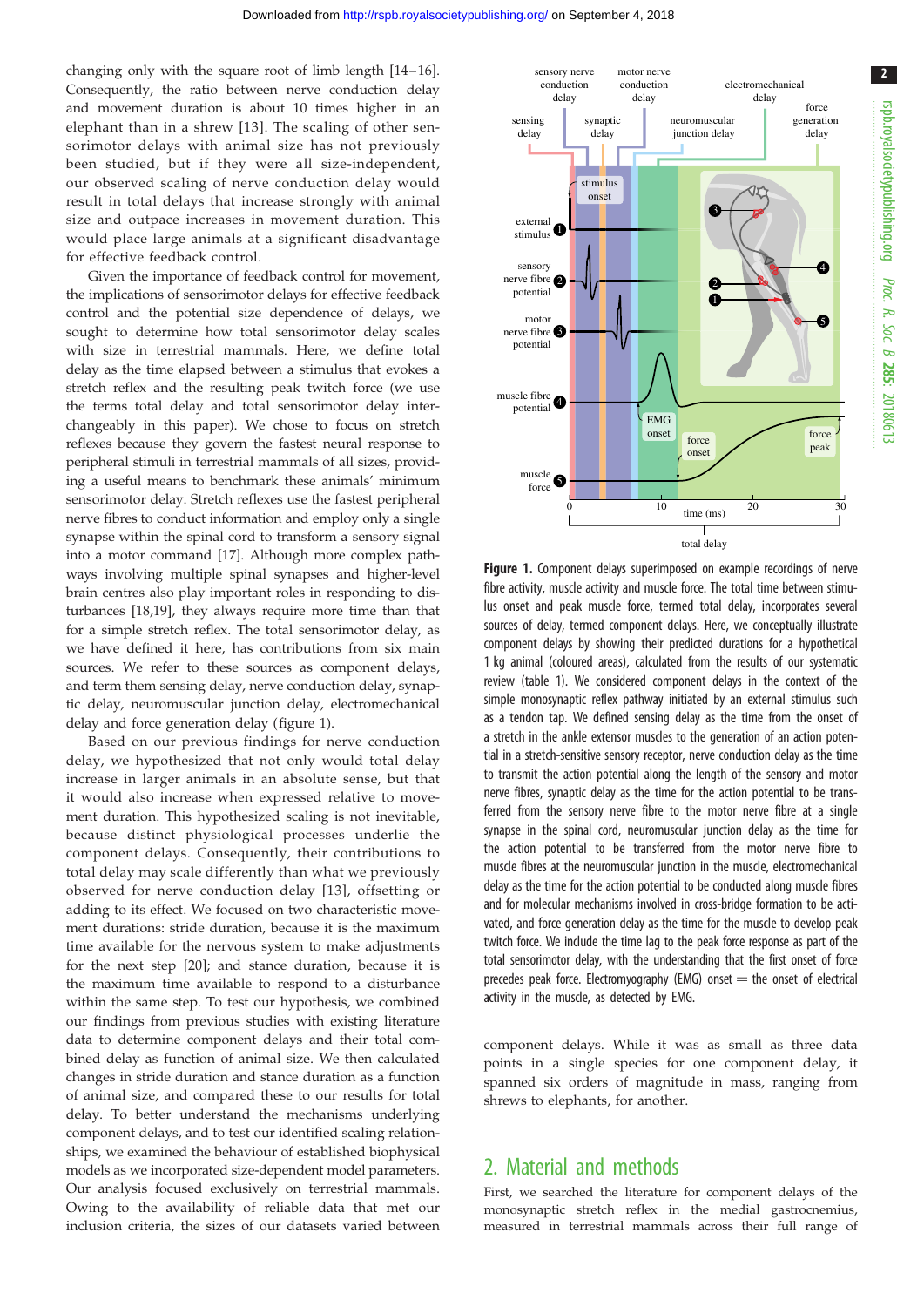changing only with the square root of limb length [14–16]. Consequently, the ratio between nerve conduction delay and movement duration is about 10 times higher in an elephant than in a shrew [13]. The scaling of other sensorimotor delays with animal size has not previously been studied, but if they were all size-independent, our observed scaling of nerve conduction delay would result in total delays that increase strongly with animal size and outpace increases in movement duration. This would place large animals at a significant disadvantage for effective feedback control.

Given the importance of feedback control for movement, the implications of sensorimotor delays for effective feedback control and the potential size dependence of delays, we sought to determine how total sensorimotor delay scales with size in terrestrial mammals. Here, we define total delay as the time elapsed between a stimulus that evokes a stretch reflex and the resulting peak twitch force (we use the terms total delay and total sensorimotor delay interchangeably in this paper). We chose to focus on stretch reflexes because they govern the fastest neural response to peripheral stimuli in terrestrial mammals of all sizes, providing a useful means to benchmark these animals' minimum sensorimotor delay. Stretch reflexes use the fastest peripheral nerve fibres to conduct information and employ only a single synapse within the spinal cord to transform a sensory signal into a motor command [17]. Although more complex pathways involving multiple spinal synapses and higher-level brain centres also play important roles in responding to disturbances [18,19], they always require more time than that for a simple stretch reflex. The total sensorimotor delay, as we have defined it here, has contributions from six main sources. We refer to these sources as component delays, and term them sensing delay, nerve conduction delay, synaptic delay, neuromuscular junction delay, electromechanical delay and force generation delay (figure 1).

Based on our previous findings for nerve conduction delay, we hypothesized that not only would total delay increase in larger animals in an absolute sense, but that it would also increase when expressed relative to movement duration. This hypothesized scaling is not inevitable, because distinct physiological processes underlie the component delays. Consequently, their contributions to total delay may scale differently than what we previously observed for nerve conduction delay [13], offsetting or adding to its effect. We focused on two characteristic movement durations: stride duration, because it is the maximum time available for the nervous system to make adjustments for the next step [20]; and stance duration, because it is the maximum time available to respond to a disturbance within the same step. To test our hypothesis, we combined our findings from previous studies with existing literature data to determine component delays and their total combined delay as function of animal size. We then calculated changes in stride duration and stance duration as a function of animal size, and compared these to our results for total delay. To better understand the mechanisms underlying component delays, and to test our identified scaling relationships, we examined the behaviour of established biophysical models as we incorporated size-dependent model parameters. Our analysis focused exclusively on terrestrial mammals. Owing to the availability of reliable data that met our inclusion criteria, the sizes of our datasets varied between

sensory nerve conduction delay
motor nerve conduction delay
electromechanical delay
sensing delay
synaptic delay
neuromuscular junction delay
force generation delay
stimulus onset
external stimulus 1
sensory nerve fibre potential 2
motor nerve fibre potential 3
muscle fibre potential 4
EMG onset
force onset
force peak
muscle force 5
0
10
20
30
time (ms)
total delay

**Figure 1.** Component delays superimposed on example recordings of nerve fibre activity, muscle activity and muscle force. The total time between stimulus onset and peak muscle force, termed total delay, incorporates several sources of delay, termed component delays. Here, we conceptually illustrate component delays by showing their predicted durations for a hypothetical 1 kg animal (coloured areas), calculated from the results of our systematic review (table 1). We considered component delays in the context of the simple monosynaptic reflex pathway initiated by an external stimulus such as a tendon tap. We defined sensing delay as the time from the onset of a stretch in the ankle extensor muscles to the generation of an action potential in a stretch-sensitive sensory receptor, nerve conduction delay as the time to transmit the action potential along the length of the sensory and motor nerve fibres, synaptic delay as the time for the action potential to be transferred from the sensory nerve fibre to the motor nerve fibre at a single synapse in the spinal cord, neuromuscular junction delay as the time for the action potential to be transferred from the motor nerve fibre to muscle fibres at the neuromuscular junction in the muscle, electromechanical delay as the time for the action potential to be conducted along muscle fibres and for molecular mechanisms involved in cross-bridge formation to be activated, and force generation delay as the time for the muscle to develop peak twitch force. We include the time lag to the peak force response as part of the total sensorimotor delay, with the understanding that the first onset of force precedes peak force. Electromyography (EMG) onset = the onset of electrical activity in the muscle, as detected by EMG.

component delays. While it was as small as three data points in a single species for one component delay, it spanned six orders of magnitude in mass, ranging from shrews to elephants, for another.

## 2. Material and methods

First, we searched the literature for component delays of the monosynaptic stretch reflex in the medial gastrocnemius, measured in terrestrial mammals across their full range of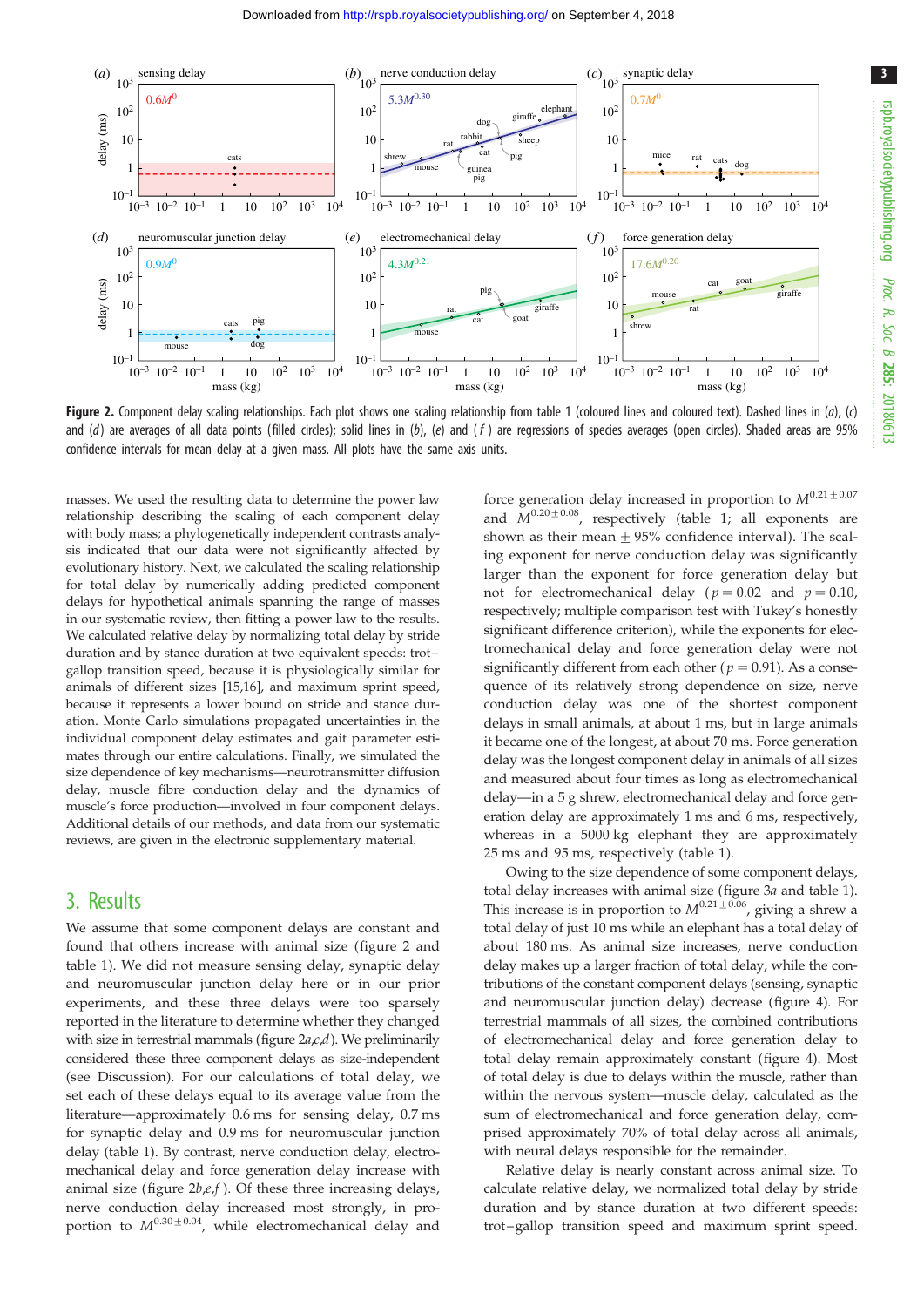**Figure 2.** Component delay scaling relationships. Each plot shows one scaling relationship from table 1 (coloured lines and coloured text). Dashed lines in (*a*), (*c*) and (*d*) are averages of all data points (filled circles); solid lines in (*b*), (*e*) and (*f*) are regressions of species averages (open circles). Shaded areas are 95% confidence intervals for mean delay at a given mass. All plots have the same axis units.

masses. We used the resulting data to determine the power law relationship describing the scaling of each component delay with body mass; a phylogenetically independent contrasts analysis indicated that our data were not significantly affected by evolutionary history. Next, we calculated the scaling relationship for total delay by numerically adding predicted component delays for hypothetical animals spanning the range of masses in our systematic review, then fitting a power law to the results. We calculated relative delay by normalizing total delay by stride duration and by stance duration at two equivalent speeds: trot–gallop transition speed, because it is physiologically similar for animals of different sizes [15,16], and maximum sprint speed, because it represents a lower bound on stride and stance duration. Monte Carlo simulations propagated uncertainties in the individual component delay estimates and gait parameter estimates through our entire calculations. Finally, we simulated the size dependence of key mechanisms—neurotransmitter diffusion delay, muscle fibre conduction delay and the dynamics of muscle's force production—involved in four component delays. Additional details of our methods, and data from our systematic reviews, are given in the electronic supplementary material.

## 3. Results

We assume that some component delays are constant and found that others increase with animal size (figure 2 and table 1). We did not measure sensing delay, synaptic delay and neuromuscular junction delay here or in our prior experiments, and these three delays were too sparsely reported in the literature to determine whether they changed with size in terrestrial mammals (figure 2*a,c,d*). We preliminarily considered these three component delays as size-independent (see Discussion). For our calculations of total delay, we set each of these delays equal to its average value from the literature—approximately 0.6 ms for sensing delay, 0.7 ms for synaptic delay and 0.9 ms for neuromuscular junction delay (table 1). By contrast, nerve conduction delay, electromechanical delay and force generation delay increase with animal size (figure 2*b,e,f* ). Of these three increasing delays, nerve conduction delay increased most strongly, in proportion to $M^{0.30\pm0.04}$, while electromechanical delay and force generation delay increased in proportion to $M^{0.21\pm0.07}$ and $M^{0.20\pm0.08}$, respectively (table 1; all exponents are shown as their mean ± 95% confidence interval). The scaling exponent for nerve conduction delay was significantly larger than the exponent for force generation delay but not for electromechanical delay ($p = 0.02$ and $p = 0.10$, respectively; multiple comparison test with Tukey's honestly significant difference criterion), while the exponents for electromechanical delay and force generation delay were not significantly different from each other ($p = 0.91$). As a consequence of its relatively strong dependence on size, nerve conduction delay was one of the shortest component delays in small animals, at about 1 ms, but in large animals it became one of the longest, at about 70 ms. Force generation delay was the longest component delay in animals of all sizes and measured about four times as long as electromechanical delay—in a 5 g shrew, electromechanical delay and force generation delay are approximately 1 ms and 6 ms, respectively, whereas in a 5000 kg elephant they are approximately 25 ms and 95 ms, respectively (table 1).

Owing to the size dependence of some component delays, total delay increases with animal size (figure 3*a* and table 1). This increase is in proportion to $M^{0.21\pm0.06}$, giving a shrew a total delay of just 10 ms while an elephant has a total delay of about 180 ms. As animal size increases, nerve conduction delay makes up a larger fraction of total delay, while the contributions of the constant component delays (sensing, synaptic and neuromuscular junction delay) decrease (figure 4). For terrestrial mammals of all sizes, the combined contributions of electromechanical delay and force generation delay to total delay remain approximately constant (figure 4). Most of total delay is due to delays within the muscle, rather than within the nervous system—muscle delay, calculated as the sum of electromechanical and force generation delay, comprised approximately 70% of total delay across all animals, with neural delays responsible for the remainder.

Relative delay is nearly constant across animal size. To calculate relative delay, we normalized total delay by stride duration and by stance duration at two different speeds: trot–gallop transition speed and maximum sprint speed.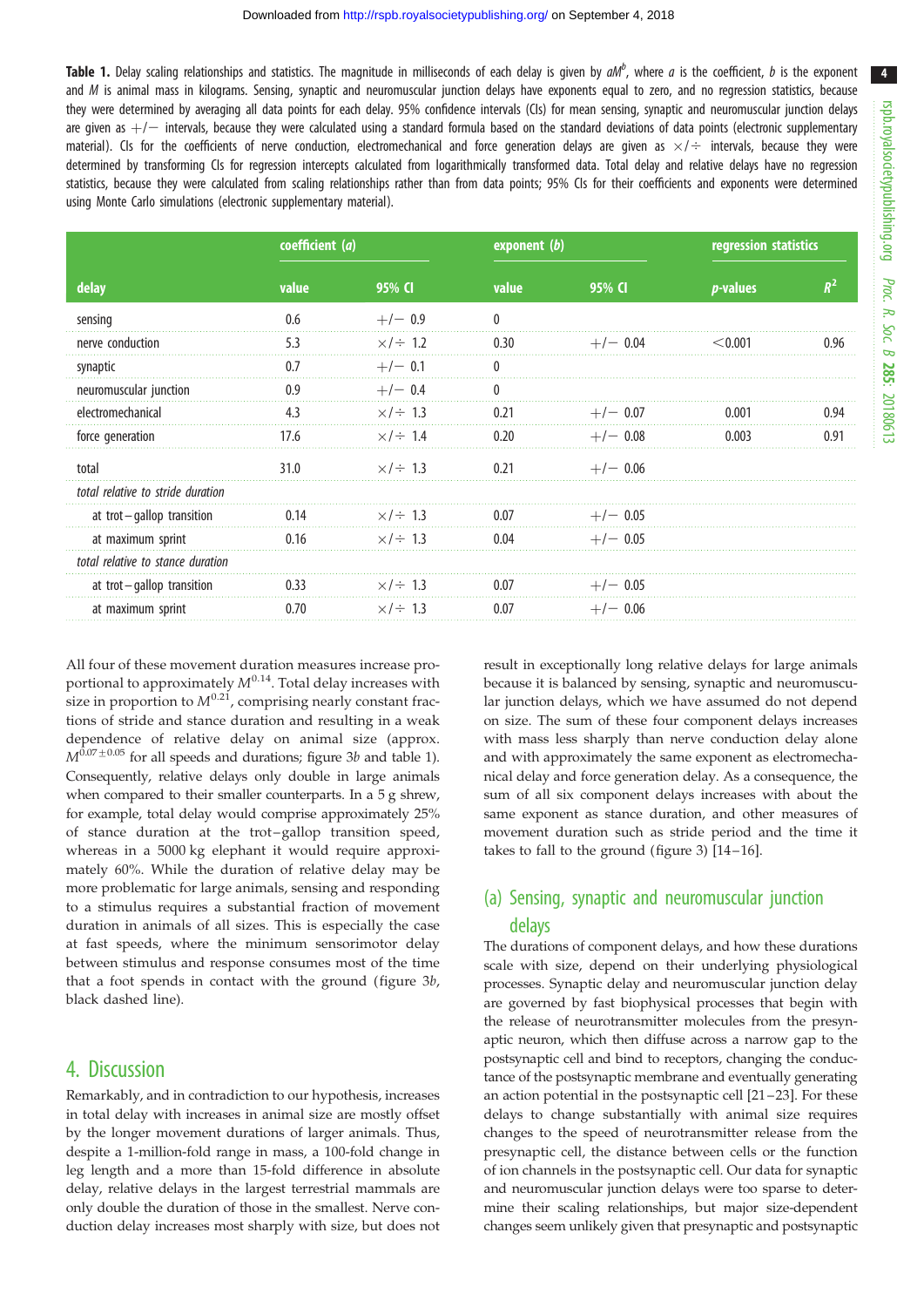**Table 1.** Delay scaling relationships and statistics. The magnitude in milliseconds of each delay is given by $aM^b$, where $a$ is the coefficient, $b$ is the exponent and $M$ is animal mass in kilograms. Sensing, synaptic and neuromuscular junction delays have exponents equal to zero, and no regression statistics, because they were determined by averaging all data points for each delay. 95% confidence intervals (CIs) for mean sensing, synaptic and neuromuscular junction delays are given as +/− intervals, because they were calculated using a standard formula based on the standard deviations of data points (electronic supplementary material). CIs for the coefficients of nerve conduction, electromechanical and force generation delays are given as ×/÷ intervals, because they were determined by transforming CIs for regression intercepts calculated from logarithmically transformed data. Total delay and relative delays have no regression statistics, because they were calculated from scaling relationships rather than from data points; 95% CIs for their coefficients and exponents were determined using Monte Carlo simulations (electronic supplementary material).

| | coefficient ($a$) | | exponent ($b$) | | regression statistics | |
|---|---|---|---|---|---|---|
| delay | value | 95% CI | value | 95% CI | $p$-values | $R^2$ |
| sensing | 0.6 | +/− 0.9 | 0 | | | |
| nerve conduction | 5.3 | ×/÷ 1.2 | 0.30 | +/− 0.04 | <0.001 | 0.96 |
| synaptic | 0.7 | +/− 0.1 | 0 | | | |
| neuromuscular junction | 0.9 | +/− 0.4 | 0 | | | |
| electromechanical | 4.3 | ×/÷ 1.3 | 0.21 | +/− 0.07 | 0.001 | 0.94 |
| force generation | 17.6 | ×/÷ 1.4 | 0.20 | +/− 0.08 | 0.003 | 0.91 |
| total | 31.0 | ×/÷ 1.3 | 0.21 | +/− 0.06 | | |
| *total relative to stride duration* | | | | | | |
| at trot–gallop transition | 0.14 | ×/÷ 1.3 | 0.07 | +/− 0.05 | | |
| at maximum sprint | 0.16 | ×/÷ 1.3 | 0.04 | +/− 0.05 | | |
| *total relative to stance duration* | | | | | | |
| at trot–gallop transition | 0.33 | ×/÷ 1.3 | 0.07 | +/− 0.05 | | |
| at maximum sprint | 0.70 | ×/÷ 1.3 | 0.07 | +/− 0.06 | | |

All four of these movement duration measures increase proportional to approximately $M^{0.14}$. Total delay increases with size in proportion to $M^{0.21}$, comprising nearly constant fractions of stride and stance duration and resulting in a weak dependence of relative delay on animal size (approx. $M^{0.07\pm0.05}$ for all speeds and durations; figure 3*b* and table 1). Consequently, relative delays only double in large animals when compared to their smaller counterparts. In a 5 g shrew, for example, total delay would comprise approximately 25% of stance duration at the trot–gallop transition speed, whereas in a 5000 kg elephant it would require approximately 60%. While the duration of relative delay may be more problematic for large animals, sensing and responding to a stimulus requires a substantial fraction of movement duration in animals of all sizes. This is especially the case at fast speeds, where the minimum sensorimotor delay between stimulus and response consumes most of the time that a foot spends in contact with the ground (figure 3*b*, black dashed line).

## 4. Discussion

Remarkably, and in contradiction to our hypothesis, increases in total delay with increases in animal size are mostly offset by the longer movement durations of larger animals. Thus, despite a 1-million-fold range in mass, a 100-fold change in leg length and a more than 15-fold difference in absolute delay, relative delays in the largest terrestrial mammals are only double the duration of those in the smallest. Nerve conduction delay increases most sharply with size, but does not result in exceptionally long relative delays for large animals because it is balanced by sensing, synaptic and neuromuscular junction delays, which we have assumed do not depend on size. The sum of these four component delays increases with mass less sharply than nerve conduction delay alone and with approximately the same exponent as electromechanical delay and force generation delay. As a consequence, the sum of all six component delays increases with about the same exponent as stance duration, and other measures of movement duration such as stride period and the time it takes to fall to the ground (figure 3) [14–16].

### (a) Sensing, synaptic and neuromuscular junction delays

The durations of component delays, and how these durations scale with size, depend on their underlying physiological processes. Synaptic delay and neuromuscular junction delay are governed by fast biophysical processes that begin with the release of neurotransmitter molecules from the presynaptic neuron, which then diffuse across a narrow gap to the postsynaptic cell and bind to receptors, changing the conductance of the postsynaptic membrane and eventually generating an action potential in the postsynaptic cell [21–23]. For these delays to change substantially with animal size requires changes to the speed of neurotransmitter release from the presynaptic cell, the distance between cells or the function of ion channels in the postsynaptic cell. Our data for synaptic and neuromuscular junction delays were too sparse to determine their scaling relationships, but major size-dependent changes seem unlikely given that presynaptic and postsynaptic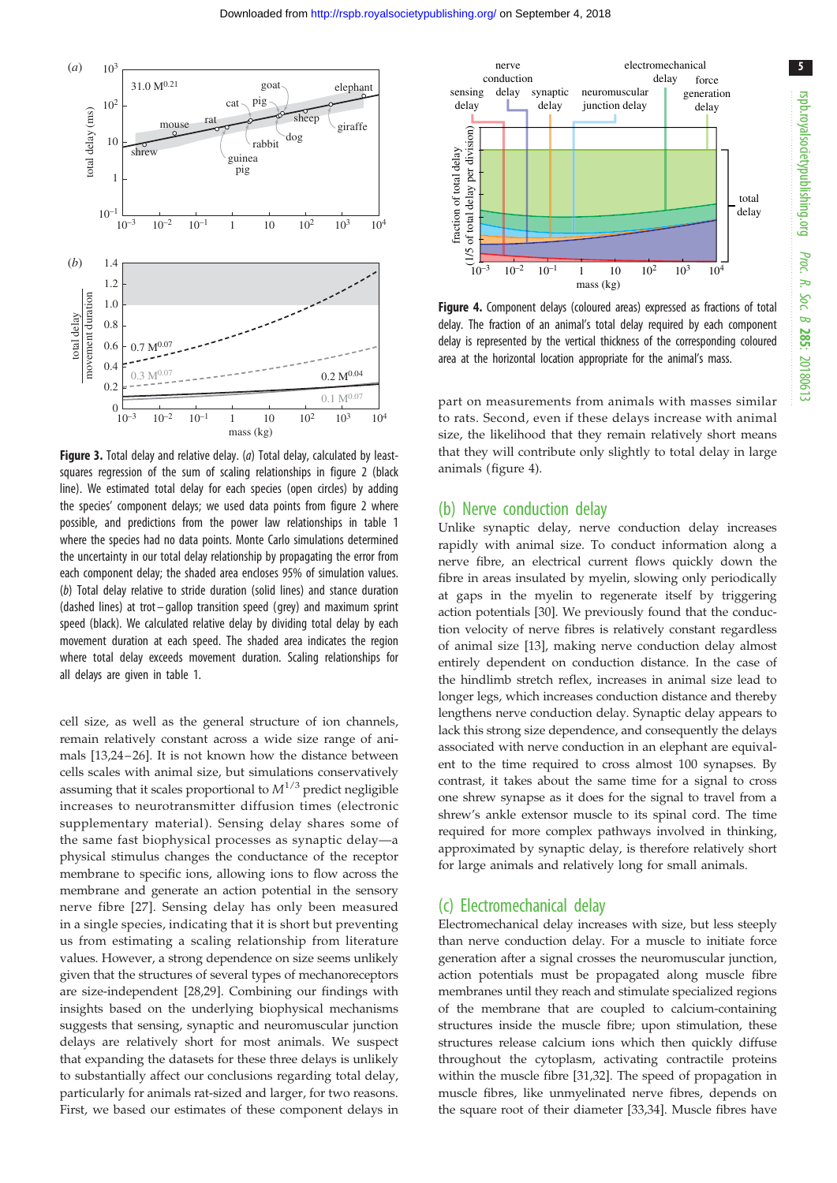(a)

31.0 $M^{0.21}$

total delay (ms)

$10^3$, $10^2$, 10, 1, $10^{-1}$

shrew, mouse, rat, cat, pig, goat, sheep, elephant, giraffe, rabbit, dog, guinea pig

(b)

total delay / movement duration

0.7 $M^{0.07}$

0.3 $M^{0.07}$

0.2 $M^{0.04}$

0.1 $M^{0.07}$

$10^{-3}$ $10^{-2}$ $10^{-1}$ 1 10 $10^2$ $10^3$ $10^4$

mass (kg)

**Figure 3.** Total delay and relative delay. (*a*) Total delay, calculated by least-squares regression of the sum of scaling relationships in figure 2 (black line). We estimated total delay for each species (open circles) by adding the species' component delays; we used data points from figure 2 where possible, and predictions from the power law relationships in table 1 where the species had no data points. Monte Carlo simulations determined the uncertainty in our total delay relationship by propagating the error from each component delay; the shaded area encloses 95% of simulation values. (*b*) Total delay relative to stride duration (solid lines) and stance duration (dashed lines) at trot–gallop transition speed (grey) and maximum sprint speed (black). We calculated relative delay by dividing total delay by each movement duration at each speed. The shaded area indicates the region where total delay exceeds movement duration. Scaling relationships for all delays are given in table 1.

cell size, as well as the general structure of ion channels, remain relatively constant across a wide size range of animals [13,24–26]. It is not known how the distance between cells scales with animal size, but simulations conservatively assuming that it scales proportional to $M^{1/3}$ predict negligible increases to neurotransmitter diffusion times (electronic supplementary material). Sensing delay shares some of the same fast biophysical processes as synaptic delay—a physical stimulus changes the conductance of the receptor membrane to specific ions, allowing ions to flow across the membrane and generate an action potential in the sensory nerve fibre [27]. Sensing delay has only been measured in a single species, indicating that it is short but preventing us from estimating a scaling relationship from literature values. However, a strong dependence on size seems unlikely given that the structures of several types of mechanoreceptors are size-independent [28,29]. Combining our findings with insights based on the underlying biophysical mechanisms suggests that sensing, synaptic and neuromuscular junction delays are relatively short for most animals. We suspect that expanding the datasets for these three delays is unlikely to substantially affect our conclusions regarding total delay, particularly for animals rat-sized and larger, for two reasons. First, we based our estimates of these component delays in

sensing delay, nerve conduction delay, synaptic delay, neuromuscular junction delay, electromechanical delay, force generation delay

fraction of total delay (1/5 of total delay per division)

total delay

$10^{-3}$ $10^{-2}$ $10^{-1}$ 1 10 $10^2$ $10^3$ $10^4$

mass (kg)

**Figure 4.** Component delays (coloured areas) expressed as fractions of total delay. The fraction of an animal's total delay required by each component delay is represented by the vertical thickness of the corresponding coloured area at the horizontal location appropriate for the animal's mass.

part on measurements from animals with masses similar to rats. Second, even if these delays increase with animal size, the likelihood that they remain relatively short means that they will contribute only slightly to total delay in large animals (figure 4).

## (b) Nerve conduction delay

Unlike synaptic delay, nerve conduction delay increases rapidly with animal size. To conduct information along a nerve fibre, an electrical current flows quickly down the fibre in areas insulated by myelin, slowing only periodically at gaps in the myelin to regenerate itself by triggering action potentials [30]. We previously found that the conduction velocity of nerve fibres is relatively constant regardless of animal size [13], making nerve conduction delay almost entirely dependent on conduction distance. In the case of the hindlimb stretch reflex, increases in animal size lead to longer legs, which increases conduction distance and thereby lengthens nerve conduction delay. Synaptic delay appears to lack this strong size dependence, and consequently the delays associated with nerve conduction in an elephant are equivalent to the time required to cross almost 100 synapses. By contrast, it takes about the same time for a signal to cross one shrew synapse as it does for the signal to travel from a shrew's ankle extensor muscle to its spinal cord. The time required for more complex pathways involved in thinking, approximated by synaptic delay, is therefore relatively short for large animals and relatively long for small animals.

## (c) Electromechanical delay

Electromechanical delay increases with size, but less steeply than nerve conduction delay. For a muscle to initiate force generation after a signal crosses the neuromuscular junction, action potentials must be propagated along muscle fibre membranes until they reach and stimulate specialized regions of the membrane that are coupled to calcium-containing structures inside the muscle fibre; upon stimulation, these structures release calcium ions which then quickly diffuse throughout the cytoplasm, activating contractile proteins within the muscle fibre [31,32]. The speed of propagation in muscle fibres, like unmyelinated nerve fibres, depends on the square root of their diameter [33,34]. Muscle fibres have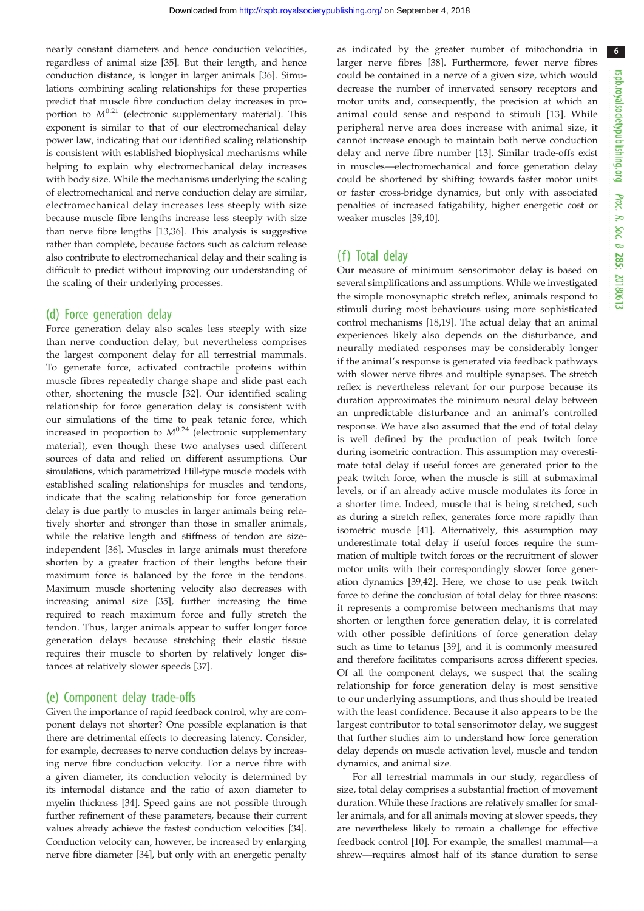nearly constant diameters and hence conduction velocities, regardless of animal size [35]. But their length, and hence conduction distance, is longer in larger animals [36]. Simulations combining scaling relationships for these properties predict that muscle fibre conduction delay increases in proportion to $M^{0.21}$ (electronic supplementary material). This exponent is similar to that of our electromechanical delay power law, indicating that our identified scaling relationship is consistent with established biophysical mechanisms while helping to explain why electromechanical delay increases with body size. While the mechanisms underlying the scaling of electromechanical and nerve conduction delay are similar, electromechanical delay increases less steeply with size because muscle fibre lengths increase less steeply with size than nerve fibre lengths [13,36]. This analysis is suggestive rather than complete, because factors such as calcium release also contribute to electromechanical delay and their scaling is difficult to predict without improving our understanding of the scaling of their underlying processes.

### (d) Force generation delay

Force generation delay also scales less steeply with size than nerve conduction delay, but nevertheless comprises the largest component delay for all terrestrial mammals. To generate force, activated contractile proteins within muscle fibres repeatedly change shape and slide past each other, shortening the muscle [32]. Our identified scaling relationship for force generation delay is consistent with our simulations of the time to peak tetanic force, which increased in proportion to $M^{0.24}$ (electronic supplementary material), even though these two analyses used different sources of data and relied on different assumptions. Our simulations, which parametrized Hill-type muscle models with established scaling relationships for muscles and tendons, indicate that the scaling relationship for force generation delay is due partly to muscles in larger animals being relatively shorter and stronger than those in smaller animals, while the relative length and stiffness of tendon are size-independent [36]. Muscles in large animals must therefore shorten by a greater fraction of their lengths before their maximum force is balanced by the force in the tendons. Maximum muscle shortening velocity also decreases with increasing animal size [35], further increasing the time required to reach maximum force and fully stretch the tendon. Thus, larger animals appear to suffer longer force generation delays because stretching their elastic tissue requires their muscle to shorten by relatively longer distances at relatively slower speeds [37].

### (e) Component delay trade-offs

Given the importance of rapid feedback control, why are component delays not shorter? One possible explanation is that there are detrimental effects to decreasing latency. Consider, for example, decreases to nerve conduction delays by increasing nerve fibre conduction velocity. For a nerve fibre with a given diameter, its conduction velocity is determined by its internodal distance and the ratio of axon diameter to myelin thickness [34]. Speed gains are not possible through further refinement of these parameters, because their current values already achieve the fastest conduction velocities [34]. Conduction velocity can, however, be increased by enlarging nerve fibre diameter [34], but only with an energetic penalty as indicated by the greater number of mitochondria in larger nerve fibres [38]. Furthermore, fewer nerve fibres could be contained in a nerve of a given size, which would decrease the number of innervated sensory receptors and motor units and, consequently, the precision at which an animal could sense and respond to stimuli [13]. While peripheral nerve area does increase with animal size, it cannot increase enough to maintain both nerve conduction delay and nerve fibre number [13]. Similar trade-offs exist in muscles—electromechanical and force generation delay could be shortened by shifting towards faster motor units or faster cross-bridge dynamics, but only with associated penalties of increased fatigability, higher energetic cost or weaker muscles [39,40].

### (f) Total delay

Our measure of minimum sensorimotor delay is based on several simplifications and assumptions. While we investigated the simple monosynaptic stretch reflex, animals respond to stimuli during most behaviours using more sophisticated control mechanisms [18,19]. The actual delay that an animal experiences likely also depends on the disturbance, and neurally mediated responses may be considerably longer if the animal's response is generated via feedback pathways with slower nerve fibres and multiple synapses. The stretch reflex is nevertheless relevant for our purpose because its duration approximates the minimum neural delay between an unpredictable disturbance and an animal's controlled response. We have also assumed that the end of total delay is well defined by the production of peak twitch force during isometric contraction. This assumption may overestimate total delay if useful forces are generated prior to the peak twitch force, when the muscle is still at submaximal levels, or if an already active muscle modulates its force in a shorter time. Indeed, muscle that is being stretched, such as during a stretch reflex, generates force more rapidly than isometric muscle [41]. Alternatively, this assumption may underestimate total delay if useful forces require the summation of multiple twitch forces or the recruitment of slower motor units with their correspondingly slower force generation dynamics [39,42]. Here, we chose to use peak twitch force to define the conclusion of total delay for three reasons: it represents a compromise between mechanisms that may shorten or lengthen force generation delay, it is correlated with other possible definitions of force generation delay such as time to tetanus [39], and it is commonly measured and therefore facilitates comparisons across different species. Of all the component delays, we suspect that the scaling relationship for force generation delay is most sensitive to our underlying assumptions, and thus should be treated with the least confidence. Because it also appears to be the largest contributor to total sensorimotor delay, we suggest that further studies aim to understand how force generation delay depends on muscle activation level, muscle and tendon dynamics, and animal size.

For all terrestrial mammals in our study, regardless of size, total delay comprises a substantial fraction of movement duration. While these fractions are relatively smaller for smaller animals, and for all animals moving at slower speeds, they are nevertheless likely to remain a challenge for effective feedback control [10]. For example, the smallest mammal—a shrew—requires almost half of its stance duration to sense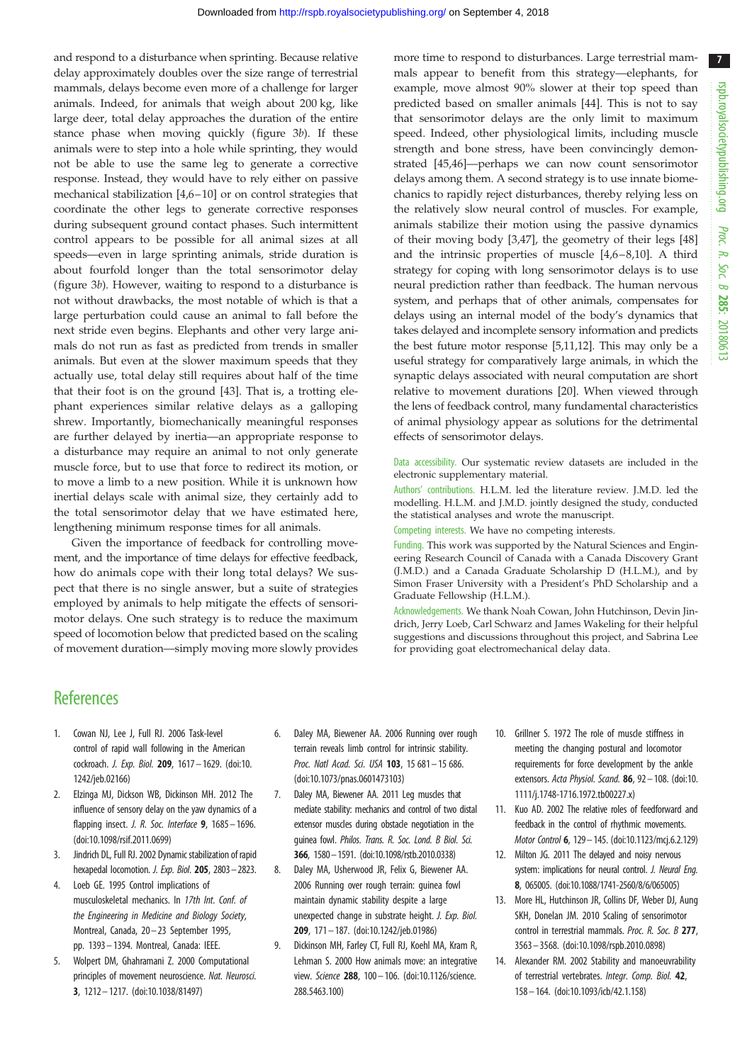and respond to a disturbance when sprinting. Because relative delay approximately doubles over the size range of terrestrial mammals, delays become even more of a challenge for larger animals. Indeed, for animals that weigh about 200 kg, like large deer, total delay approaches the duration of the entire stance phase when moving quickly (figure 3*b*). If these animals were to step into a hole while sprinting, they would not be able to use the same leg to generate a corrective response. Instead, they would have to rely either on passive mechanical stabilization [4,6–10] or on control strategies that coordinate the other legs to generate corrective responses during subsequent ground contact phases. Such intermittent control appears to be possible for all animal sizes at all speeds—even in large sprinting animals, stride duration is about fourfold longer than the total sensorimotor delay (figure 3*b*). However, waiting to respond to a disturbance is not without drawbacks, the most notable of which is that a large perturbation could cause an animal to fall before the next stride even begins. Elephants and other very large animals do not run as fast as predicted from trends in smaller animals. But even at the slower maximum speeds that they actually use, total delay still requires about half of the time that their foot is on the ground [43]. That is, a trotting elephant experiences similar relative delays as a galloping shrew. Importantly, biomechanically meaningful responses are further delayed by inertia—an appropriate response to a disturbance may require an animal to not only generate muscle force, but to use that force to redirect its motion, or to move a limb to a new position. While it is unknown how inertial delays scale with animal size, they certainly add to the total sensorimotor delay that we have estimated here, lengthening minimum response times for all animals.

Given the importance of feedback for controlling movement, and the importance of time delays for effective feedback, how do animals cope with their long total delays? We suspect that there is no single answer, but a suite of strategies employed by animals to help mitigate the effects of sensorimotor delays. One such strategy is to reduce the maximum speed of locomotion below that predicted based on the scaling of movement duration—simply moving more slowly provides more time to respond to disturbances. Large terrestrial mammals appear to benefit from this strategy—elephants, for example, move almost 90% slower at their top speed than predicted based on smaller animals [44]. This is not to say that sensorimotor delays are the only limit to maximum speed. Indeed, other physiological limits, including muscle strength and bone stress, have been convincingly demonstrated [45,46]—perhaps we can now count sensorimotor delays among them. A second strategy is to use innate biomechanics to rapidly reject disturbances, thereby relying less on the relatively slow neural control of muscles. For example, animals stabilize their motion using the passive dynamics of their moving body [3,47], the geometry of their legs [48] and the intrinsic properties of muscle [4,6–8,10]. A third strategy for coping with long sensorimotor delays is to use neural prediction rather than feedback. The human nervous system, and perhaps that of other animals, compensates for delays using an internal model of the body's dynamics that takes delayed and incomplete sensory information and predicts the best future motor response [5,11,12]. This may only be a useful strategy for comparatively large animals, in which the synaptic delays associated with neural computation are short relative to movement durations [20]. When viewed through the lens of feedback control, many fundamental characteristics of animal physiology appear as solutions for the detrimental effects of sensorimotor delays.

Data accessibility. Our systematic review datasets are included in the electronic supplementary material.

Authors' contributions. H.L.M. led the literature review. J.M.D. led the modelling. H.L.M. and J.M.D. jointly designed the study, conducted the statistical analyses and wrote the manuscript.

Competing interests. We have no competing interests.

Funding. This work was supported by the Natural Sciences and Engineering Research Council of Canada with a Canada Discovery Grant (J.M.D.) and a Canada Graduate Scholarship D (H.L.M.), and by Simon Fraser University with a President's PhD Scholarship and a Graduate Fellowship (H.L.M.).

Acknowledgements. We thank Noah Cowan, John Hutchinson, Devin Jindrich, Jerry Loeb, Carl Schwarz and James Wakeling for their helpful suggestions and discussions throughout this project, and Sabrina Lee for providing goat electromechanical delay data.

## References

1. Cowan NJ, Lee J, Full RJ. 2006 Task-level control of rapid wall following in the American cockroach. *J. Exp. Biol.* **209**, 1617–1629. (doi:10.1242/jeb.02166)
2. Elzinga MJ, Dickson WB, Dickinson MH. 2012 The influence of sensory delay on the yaw dynamics of a flapping insect. *J. R. Soc. Interface* **9**, 1685–1696. (doi:10.1098/rsif.2011.0699)
3. Jindrich DL, Full RJ. 2002 Dynamic stabilization of rapid hexapedal locomotion. *J. Exp. Biol.* **205**, 2803–2823.
4. Loeb GE. 1995 Control implications of musculoskeletal mechanics. In *17th Int. Conf. of the Engineering in Medicine and Biology Society*, Montreal, Canada, 20–23 September 1995, pp. 1393–1394. Montreal, Canada: IEEE.
5. Wolpert DM, Ghahramani Z. 2000 Computational principles of movement neuroscience. *Nat. Neurosci.* **3**, 1212–1217. (doi:10.1038/81497)
6. Daley MA, Biewener AA. 2006 Running over rough terrain reveals limb control for intrinsic stability. *Proc. Natl Acad. Sci. USA* **103**, 15 681–15 686. (doi:10.1073/pnas.0601473103)
7. Daley MA, Biewener AA. 2011 Leg muscles that mediate stability: mechanics and control of two distal extensor muscles during obstacle negotiation in the guinea fowl. *Philos. Trans. R. Soc. Lond. B Biol. Sci.* **366**, 1580–1591. (doi:10.1098/rstb.2010.0338)
8. Daley MA, Usherwood JR, Felix G, Biewener AA. 2006 Running over rough terrain: guinea fowl maintain dynamic stability despite a large unexpected change in substrate height. *J. Exp. Biol.* **209**, 171–187. (doi:10.1242/jeb.01986)
9. Dickinson MH, Farley CT, Full RJ, Koehl MA, Kram R, Lehman S. 2000 How animals move: an integrative view. *Science* **288**, 100–106. (doi:10.1126/science.288.5463.100)
10. Grillner S. 1972 The role of muscle stiffness in meeting the changing postural and locomotor requirements for force development by the ankle extensors. *Acta Physiol. Scand.* **86**, 92–108. (doi:10.1111/j.1748-1716.1972.tb00227.x)
11. Kuo AD. 2002 The relative roles of feedforward and feedback in the control of rhythmic movements. *Motor Control* **6**, 129–145. (doi:10.1123/mcj.6.2.129)
12. Milton JG. 2011 The delayed and noisy nervous system: implications for neural control. *J. Neural Eng.* **8**, 065005. (doi:10.1088/1741-2560/8/6/065005)
13. More HL, Hutchinson JR, Collins DF, Weber DJ, Aung SKH, Donelan JM. 2010 Scaling of sensorimotor control in terrestrial mammals. *Proc. R. Soc. B* **277**, 3563–3568. (doi:10.1098/rspb.2010.0898)
14. Alexander RM. 2002 Stability and manoeuvrability of terrestrial vertebrates. *Integr. Comp. Biol.* **42**, 158–164. (doi:10.1093/icb/42.1.158)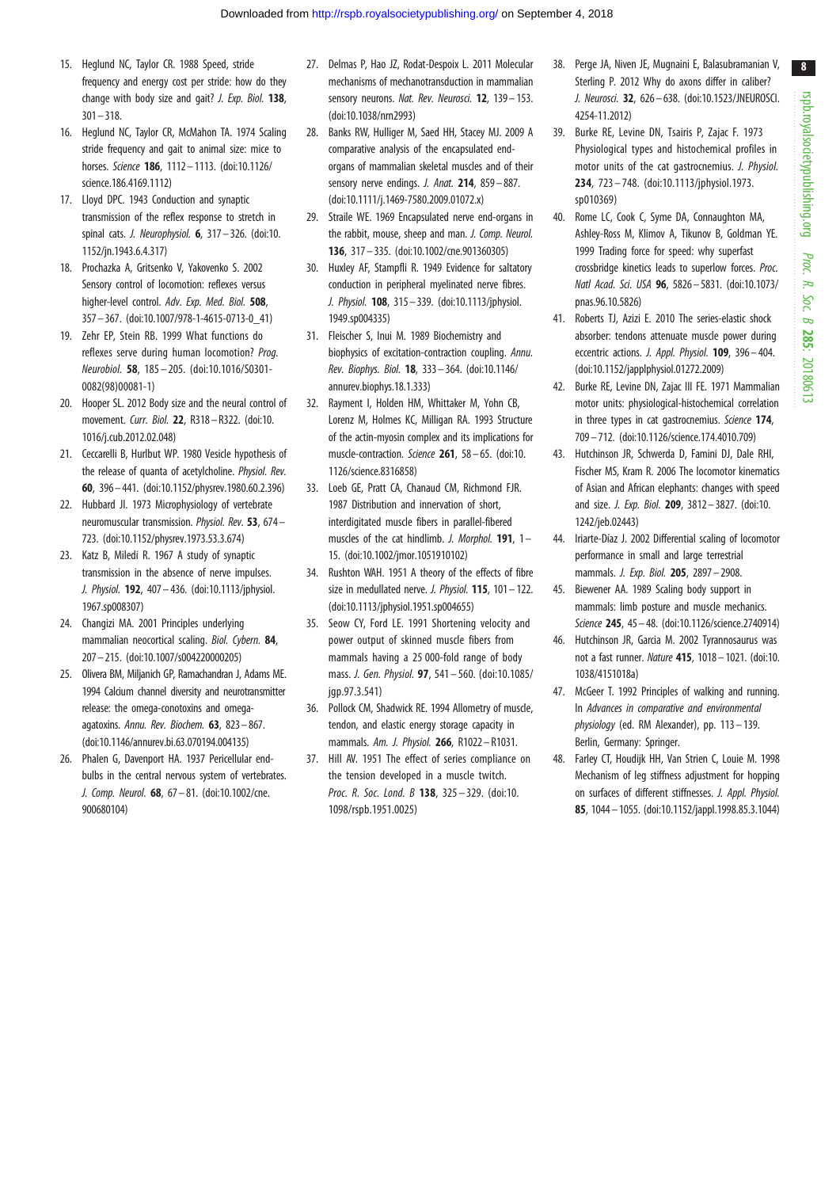15. Heglund NC, Taylor CR. 1988 Speed, stride frequency and energy cost per stride: how do they change with body size and gait? *J. Exp. Biol.* **138**, 301–318.
16. Heglund NC, Taylor CR, McMahon TA. 1974 Scaling stride frequency and gait to animal size: mice to horses. *Science* **186**, 1112–1113. (doi:10.1126/science.186.4169.1112)
17. Lloyd DPC. 1943 Conduction and synaptic transmission of the reflex response to stretch in spinal cats. *J. Neurophysiol.* **6**, 317–326. (doi:10.1152/jn.1943.6.4.317)
18. Prochazka A, Gritsenko V, Yakovenko S. 2002 Sensory control of locomotion: reflexes versus higher-level control. *Adv. Exp. Med. Biol.* **508**, 357–367. (doi:10.1007/978-1-4615-0713-0_41)
19. Zehr EP, Stein RB. 1999 What functions do reflexes serve during human locomotion? *Prog. Neurobiol.* **58**, 185–205. (doi:10.1016/S0301-0082(98)00081-1)
20. Hooper SL. 2012 Body size and the neural control of movement. *Curr. Biol.* **22**, R318–R322. (doi:10.1016/j.cub.2012.02.048)
21. Ceccarelli B, Hurlbut WP. 1980 Vesicle hypothesis of the release of quanta of acetylcholine. *Physiol. Rev.* **60**, 396–441. (doi:10.1152/physrev.1980.60.2.396)
22. Hubbard JI. 1973 Microphysiology of vertebrate neuromuscular transmission. *Physiol. Rev.* **53**, 674–723. (doi:10.1152/physrev.1973.53.3.674)
23. Katz B, Miledi R. 1967 A study of synaptic transmission in the absence of nerve impulses. *J. Physiol.* **192**, 407–436. (doi:10.1113/jphysiol.1967.sp008307)
24. Changizi MA. 2001 Principles underlying mammalian neocortical scaling. *Biol. Cybern.* **84**, 207–215. (doi:10.1007/s004220000205)
25. Olivera BM, Miljanich GP, Ramachandran J, Adams ME. 1994 Calcium channel diversity and neurotransmitter release: the omega-conotoxins and omega-agatoxins. *Annu. Rev. Biochem.* **63**, 823–867. (doi:10.1146/annurev.bi.63.070194.004135)
26. Phalen G, Davenport HA. 1937 Pericellular end-bulbs in the central nervous system of vertebrates. *J. Comp. Neurol.* **68**, 67–81. (doi:10.1002/cne.900680104)
27. Delmas P, Hao JZ, Rodat-Despoix L. 2011 Molecular mechanisms of mechanotransduction in mammalian sensory neurons. *Nat. Rev. Neurosci.* **12**, 139–153. (doi:10.1038/nrn2993)
28. Banks RW, Hulliger M, Saed HH, Stacey MJ. 2009 A comparative analysis of the encapsulated end-organs of mammalian skeletal muscles and of their sensory nerve endings. *J. Anat.* **214**, 859–887. (doi:10.1111/j.1469-7580.2009.01072.x)
29. Straile WE. 1969 Encapsulated nerve end-organs in the rabbit, mouse, sheep and man. *J. Comp. Neurol.* **136**, 317–335. (doi:10.1002/cne.901360305)
30. Huxley AF, Stampfli R. 1949 Evidence for saltatory conduction in peripheral myelinated nerve fibres. *J. Physiol.* **108**, 315–339. (doi:10.1113/jphysiol.1949.sp004335)
31. Fleischer S, Inui M. 1989 Biochemistry and biophysics of excitation-contraction coupling. *Annu. Rev. Biophys. Biol.* **18**, 333–364. (doi:10.1146/annurev.biophys.18.1.333)
32. Rayment I, Holden HM, Whittaker M, Yohn CB, Lorenz M, Holmes KC, Milligan RA. 1993 Structure of the actin-myosin complex and its implications for muscle-contraction. *Science* **261**, 58–65. (doi:10.1126/science.8316858)
33. Loeb GE, Pratt CA, Chanaud CM, Richmond FJR. 1987 Distribution and innervation of short, interdigitated muscle fibers in parallel-fibered muscles of the cat hindlimb. *J. Morphol.* **191**, 1–15. (doi:10.1002/jmor.1051910102)
34. Rushton WAH. 1951 A theory of the effects of fibre size in medullated nerve. *J. Physiol.* **115**, 101–122. (doi:10.1113/jphysiol.1951.sp004655)
35. Seow CY, Ford LE. 1991 Shortening velocity and power output of skinned muscle fibers from mammals having a 25 000-fold range of body mass. *J. Gen. Physiol.* **97**, 541–560. (doi:10.1085/jgp.97.3.541)
36. Pollock CM, Shadwick RE. 1994 Allometry of muscle, tendon, and elastic energy storage capacity in mammals. *Am. J. Physiol.* **266**, R1022–R1031.
37. Hill AV. 1951 The effect of series compliance on the tension developed in a muscle twitch. *Proc. R. Soc. Lond. B* **138**, 325–329. (doi:10.1098/rspb.1951.0025)
38. Perge JA, Niven JE, Mugnaini E, Balasubramanian V, Sterling P. 2012 Why do axons differ in caliber? *J. Neurosci.* **32**, 626–638. (doi:10.1523/JNEUROSCI.4254-11.2012)
39. Burke RE, Levine DN, Tsairis P, Zajac F. 1973 Physiological types and histochemical profiles in motor units of the cat gastrocnemius. *J. Physiol.* **234**, 723–748. (doi:10.1113/jphysiol.1973.sp010369)
40. Rome LC, Cook C, Syme DA, Connaughton MA, Ashley-Ross M, Klimov A, Tikunov B, Goldman YE. 1999 Trading force for speed: why superfast crossbridge kinetics leads to superlow forces. *Proc. Natl Acad. Sci. USA* **96**, 5826–5831. (doi:10.1073/pnas.96.10.5826)
41. Roberts TJ, Azizi E. 2010 The series-elastic shock absorber: tendons attenuate muscle power during eccentric actions. *J. Appl. Physiol.* **109**, 396–404. (doi:10.1152/japplphysiol.01272.2009)
42. Burke RE, Levine DN, Zajac III FE. 1971 Mammalian motor units: physiological-histochemical correlation in three types in cat gastrocnemius. *Science* **174**, 709–712. (doi:10.1126/science.174.4010.709)
43. Hutchinson JR, Schwerda D, Famini DJ, Dale RHI, Fischer MS, Kram R. 2006 The locomotor kinematics of Asian and African elephants: changes with speed and size. *J. Exp. Biol.* **209**, 3812–3827. (doi:10.1242/jeb.02443)
44. Iriarte-Díaz J. 2002 Differential scaling of locomotor performance in small and large terrestrial mammals. *J. Exp. Biol.* **205**, 2897–2908.
45. Biewener AA. 1989 Scaling body support in mammals: limb posture and muscle mechanics. *Science* **245**, 45–48. (doi:10.1126/science.2740914)
46. Hutchinson JR, Garcia M. 2002 Tyrannosaurus was not a fast runner. *Nature* **415**, 1018–1021. (doi:10.1038/4151018a)
47. McGeer T. 1992 Principles of walking and running. In *Advances in comparative and environmental physiology* (ed. RM Alexander), pp. 113–139. Berlin, Germany: Springer.
48. Farley CT, Houdijk HH, Van Strien C, Louie M. 1998 Mechanism of leg stiffness adjustment for hopping on surfaces of different stiffnesses. *J. Appl. Physiol.* **85**, 1044–1055. (doi:10.1152/jappl.1998.85.3.1044)